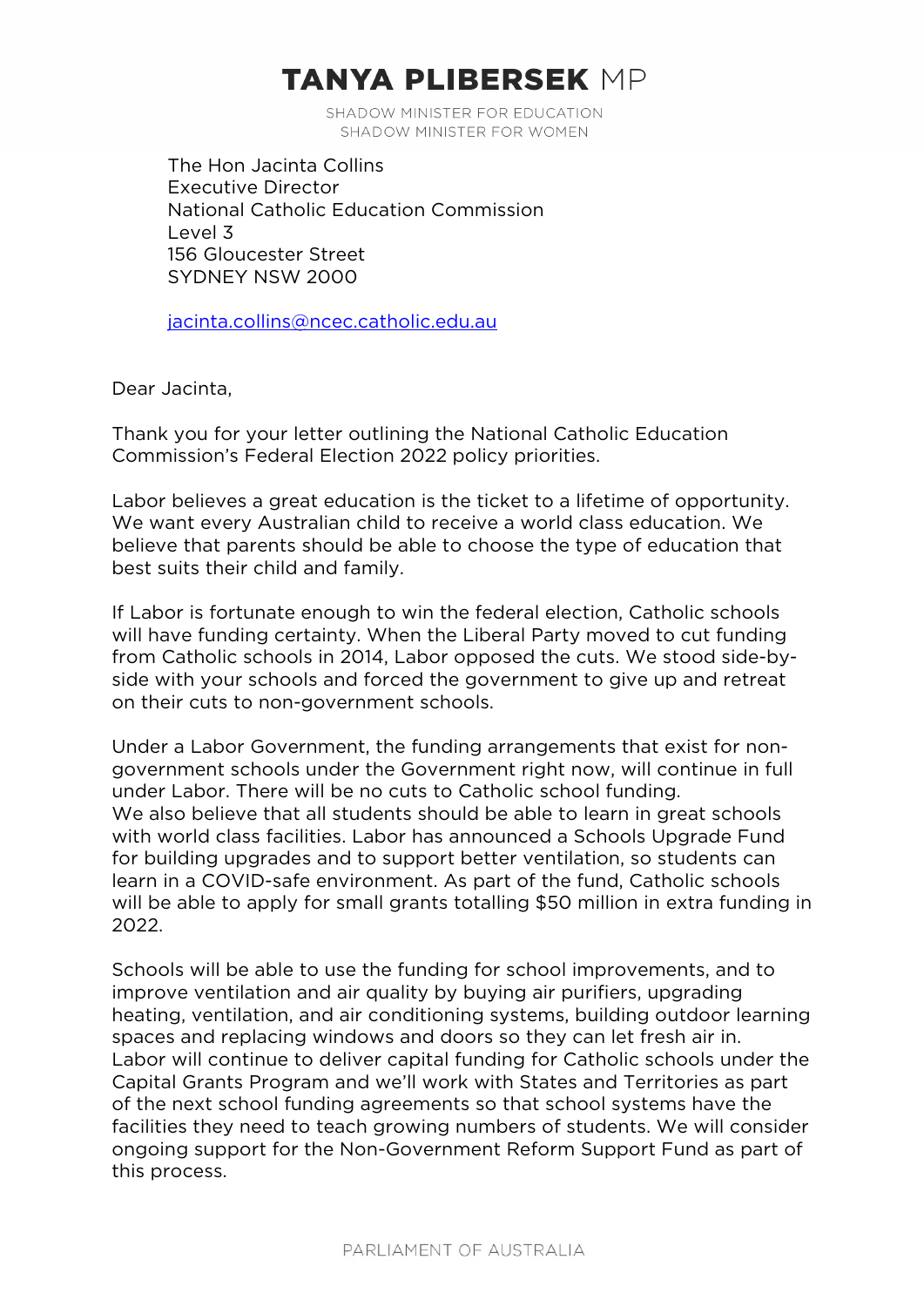# TANYA PLIBERSEK MP

SHADOW MINISTER FOR EDUCATION
SHADOW MINISTER FOR WOMEN

The Hon Jacinta Collins
Executive Director
National Catholic Education Commission
Level 3
156 Gloucester Street
SYDNEY NSW 2000

jacinta.collins@ncec.catholic.edu.au

Dear Jacinta,

Thank you for your letter outlining the National Catholic Education Commission's Federal Election 2022 policy priorities.

Labor believes a great education is the ticket to a lifetime of opportunity. We want every Australian child to receive a world class education. We believe that parents should be able to choose the type of education that best suits their child and family.

If Labor is fortunate enough to win the federal election, Catholic schools will have funding certainty. When the Liberal Party moved to cut funding from Catholic schools in 2014, Labor opposed the cuts. We stood side-by-side with your schools and forced the government to give up and retreat on their cuts to non-government schools.

Under a Labor Government, the funding arrangements that exist for non-government schools under the Government right now, will continue in full under Labor. There will be no cuts to Catholic school funding.
We also believe that all students should be able to learn in great schools with world class facilities. Labor has announced a Schools Upgrade Fund for building upgrades and to support better ventilation, so students can learn in a COVID-safe environment. As part of the fund, Catholic schools will be able to apply for small grants totalling $50 million in extra funding in 2022.

Schools will be able to use the funding for school improvements, and to improve ventilation and air quality by buying air purifiers, upgrading heating, ventilation, and air conditioning systems, building outdoor learning spaces and replacing windows and doors so they can let fresh air in.
Labor will continue to deliver capital funding for Catholic schools under the Capital Grants Program and we'll work with States and Territories as part of the next school funding agreements so that school systems have the facilities they need to teach growing numbers of students. We will consider ongoing support for the Non-Government Reform Support Fund as part of this process.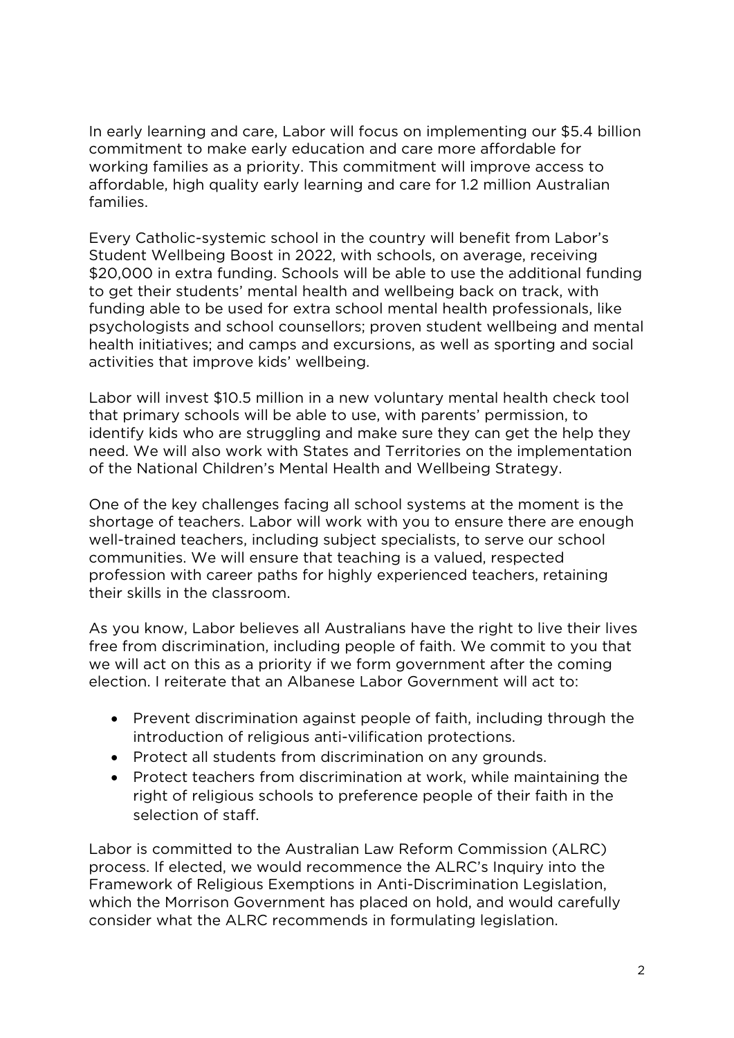In early learning and care, Labor will focus on implementing our $5.4 billion commitment to make early education and care more affordable for working families as a priority. This commitment will improve access to affordable, high quality early learning and care for 1.2 million Australian families.

Every Catholic-systemic school in the country will benefit from Labor's Student Wellbeing Boost in 2022, with schools, on average, receiving $20,000 in extra funding. Schools will be able to use the additional funding to get their students' mental health and wellbeing back on track, with funding able to be used for extra school mental health professionals, like psychologists and school counsellors; proven student wellbeing and mental health initiatives; and camps and excursions, as well as sporting and social activities that improve kids' wellbeing.

Labor will invest $10.5 million in a new voluntary mental health check tool that primary schools will be able to use, with parents' permission, to identify kids who are struggling and make sure they can get the help they need. We will also work with States and Territories on the implementation of the National Children's Mental Health and Wellbeing Strategy.

One of the key challenges facing all school systems at the moment is the shortage of teachers. Labor will work with you to ensure there are enough well-trained teachers, including subject specialists, to serve our school communities. We will ensure that teaching is a valued, respected profession with career paths for highly experienced teachers, retaining their skills in the classroom.

As you know, Labor believes all Australians have the right to live their lives free from discrimination, including people of faith. We commit to you that we will act on this as a priority if we form government after the coming election. I reiterate that an Albanese Labor Government will act to:

- Prevent discrimination against people of faith, including through the introduction of religious anti-vilification protections.
- Protect all students from discrimination on any grounds.
- Protect teachers from discrimination at work, while maintaining the right of religious schools to preference people of their faith in the selection of staff.

Labor is committed to the Australian Law Reform Commission (ALRC) process. If elected, we would recommence the ALRC's Inquiry into the Framework of Religious Exemptions in Anti-Discrimination Legislation, which the Morrison Government has placed on hold, and would carefully consider what the ALRC recommends in formulating legislation.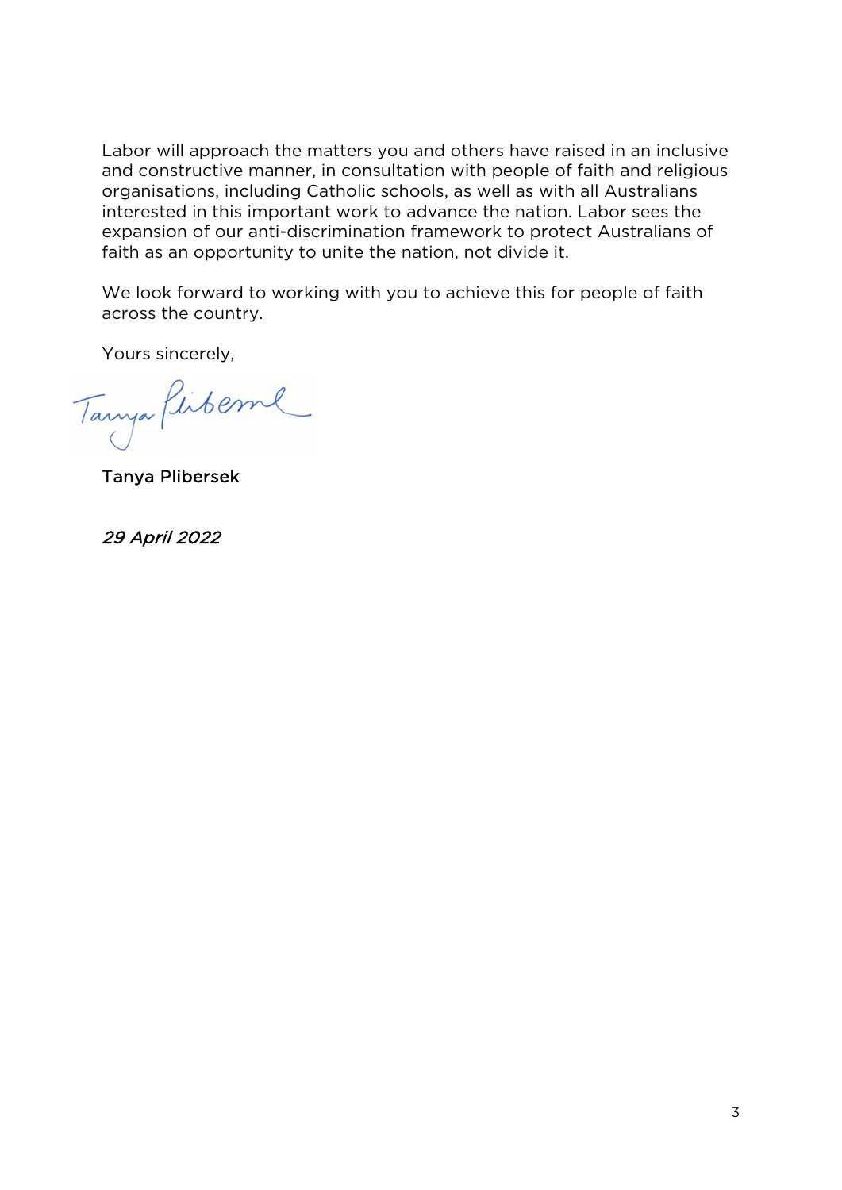Labor will approach the matters you and others have raised in an inclusive and constructive manner, in consultation with people of faith and religious organisations, including Catholic schools, as well as with all Australians interested in this important work to advance the nation. Labor sees the expansion of our anti-discrimination framework to protect Australians of faith as an opportunity to unite the nation, not divide it.

We look forward to working with you to achieve this for people of faith across the country.

Yours sincerely,

Tanya Plibersek

*29 April 2022*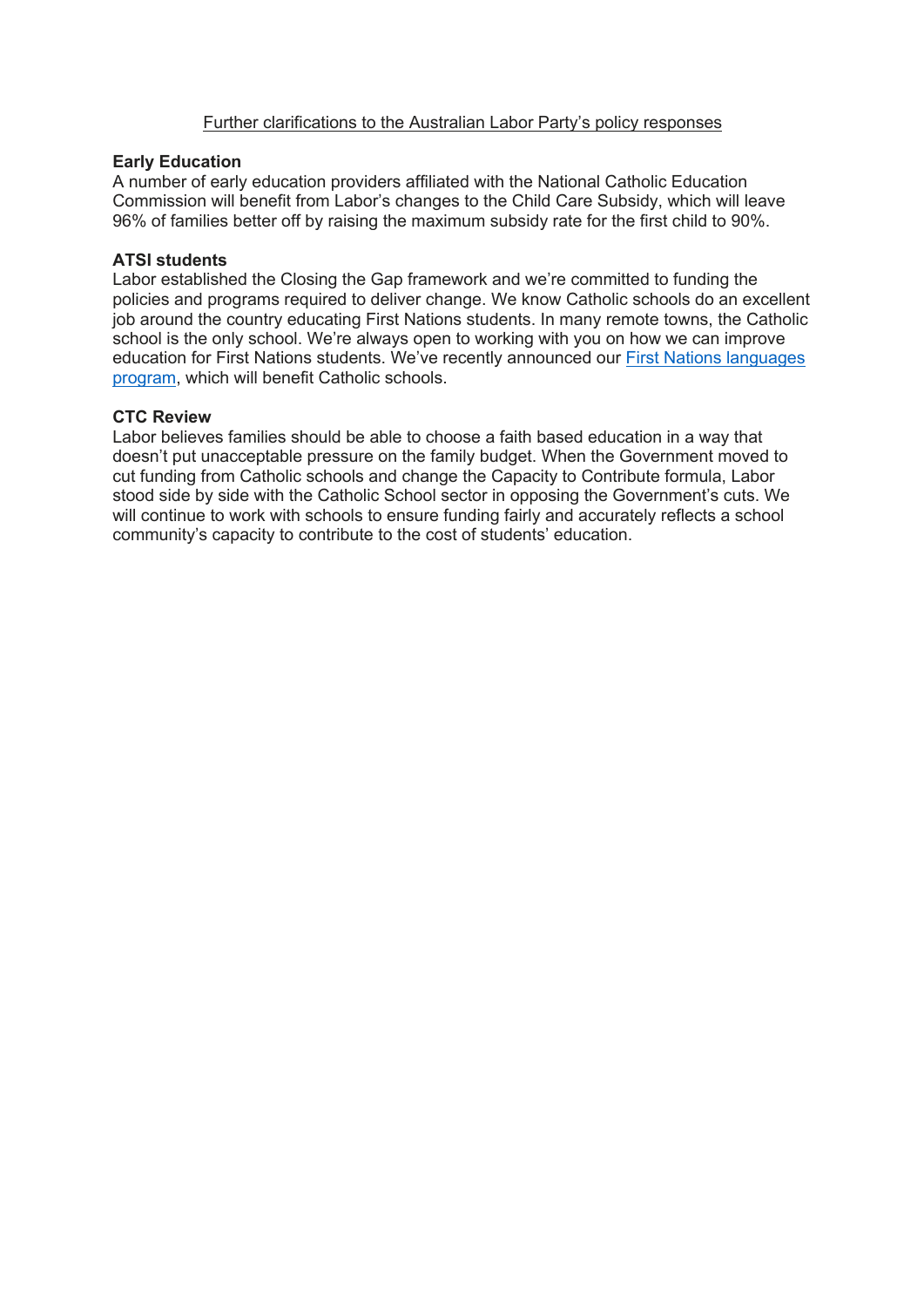Further clarifications to the Australian Labor Party's policy responses

**Early Education**

A number of early education providers affiliated with the National Catholic Education Commission will benefit from Labor's changes to the Child Care Subsidy, which will leave 96% of families better off by raising the maximum subsidy rate for the first child to 90%.

**ATSI students**

Labor established the Closing the Gap framework and we're committed to funding the policies and programs required to deliver change. We know Catholic schools do an excellent job around the country educating First Nations students. In many remote towns, the Catholic school is the only school. We're always open to working with you on how we can improve education for First Nations students. We've recently announced our First Nations languages program, which will benefit Catholic schools.

**CTC Review**

Labor believes families should be able to choose a faith based education in a way that doesn't put unacceptable pressure on the family budget. When the Government moved to cut funding from Catholic schools and change the Capacity to Contribute formula, Labor stood side by side with the Catholic School sector in opposing the Government's cuts. We will continue to work with schools to ensure funding fairly and accurately reflects a school community's capacity to contribute to the cost of students' education.